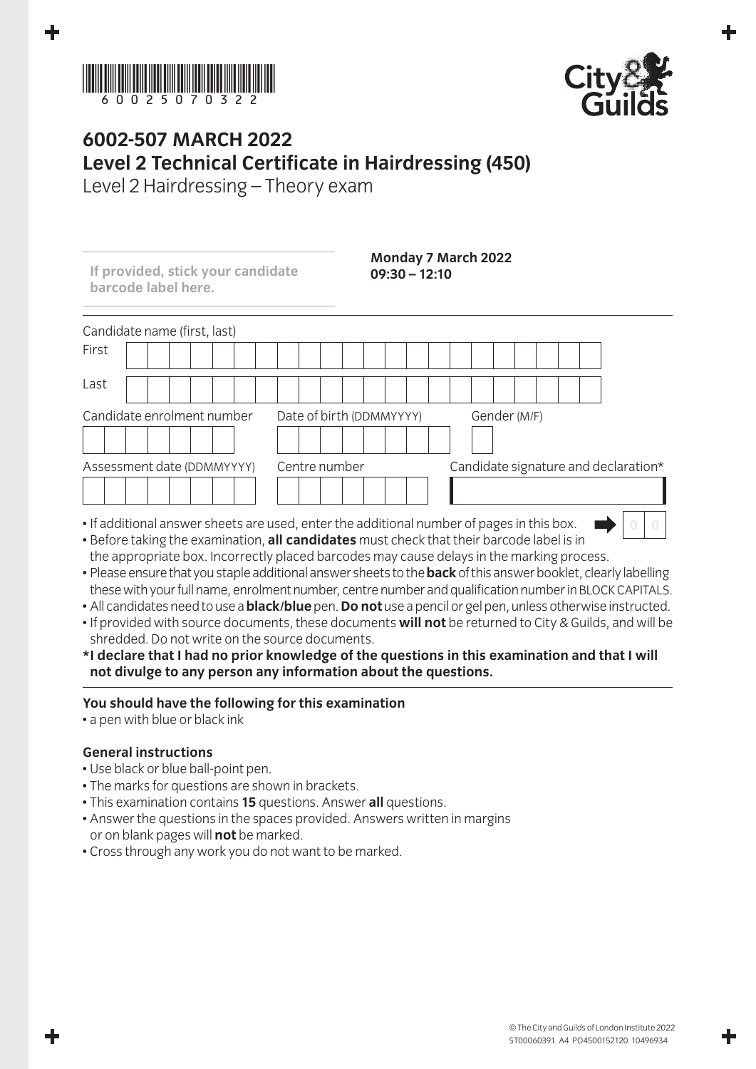6 0 0 2 5 0 7 0 3 2 2

# 6002-507 MARCH 2022

## Level 2 Technical Certificate in Hairdressing (450)

Level 2 Hairdressing – Theory exam

**If provided, stick your candidate barcode label here.**

**Monday 7 March 2022**
**09:30 – 12:10**

Candidate name (first, last)

First

Last

Candidate enrolment number

Date of birth (DDMMYYYY)

Gender (M/F)

Assessment date (DDMMYYYY)

Centre number

Candidate signature and declaration*

- If additional answer sheets are used, enter the additional number of pages in this box. 0 0
- Before taking the examination, **all candidates** must check that their barcode label is in the appropriate box. Incorrectly placed barcodes may cause delays in the marking process.
- Please ensure that you staple additional answer sheets to the **back** of this answer booklet, clearly labelling these with your full name, enrolment number, centre number and qualification number in BLOCK CAPITALS.
- All candidates need to use a **black/blue** pen. **Do not** use a pencil or gel pen, unless otherwise instructed.
- If provided with source documents, these documents **will not** be returned to City & Guilds, and will be shredded. Do not write on the source documents.

**\*I declare that I had no prior knowledge of the questions in this examination and that I will not divulge to any person any information about the questions.**

### You should have the following for this examination

- a pen with blue or black ink

### General instructions

- Use black or blue ball-point pen.
- The marks for questions are shown in brackets.
- This examination contains **15** questions. Answer **all** questions.
- Answer the questions in the spaces provided. Answers written in margins or on blank pages will **not** be marked.
- Cross through any work you do not want to be marked.

© The City and Guilds of London Institute 2022
ST00060391 A4 PO4500152120 10496934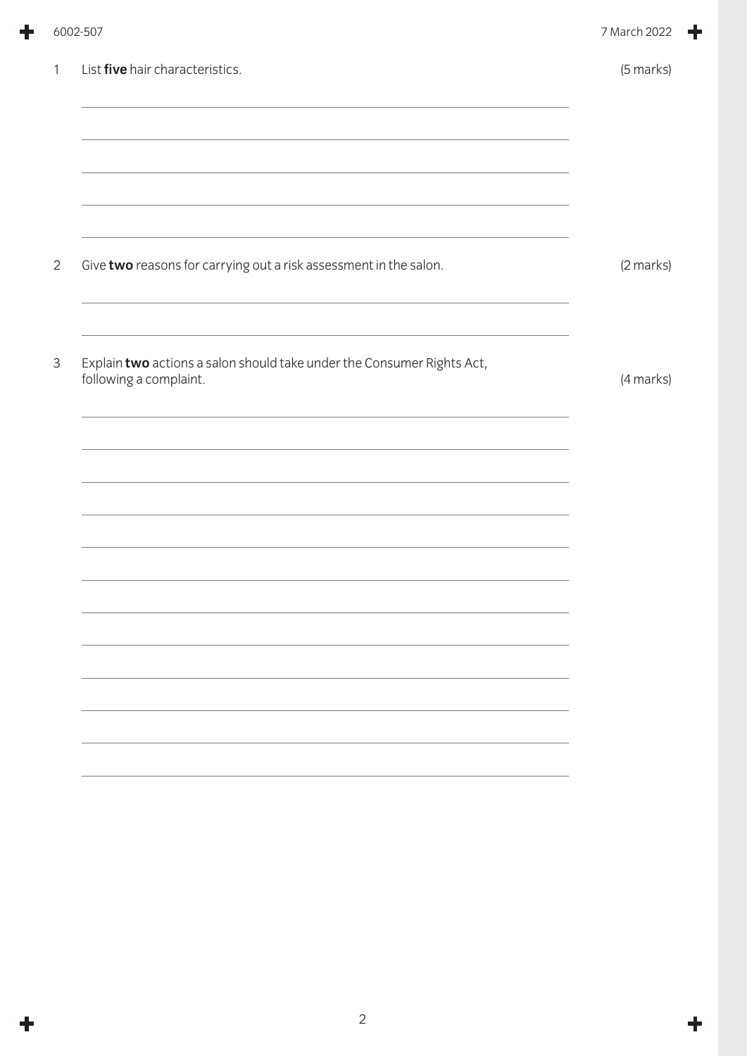1 List **five** hair characteristics. (5 marks)

2 Give **two** reasons for carrying out a risk assessment in the salon. (2 marks)

3 Explain **two** actions a salon should take under the Consumer Rights Act, following a complaint. (4 marks)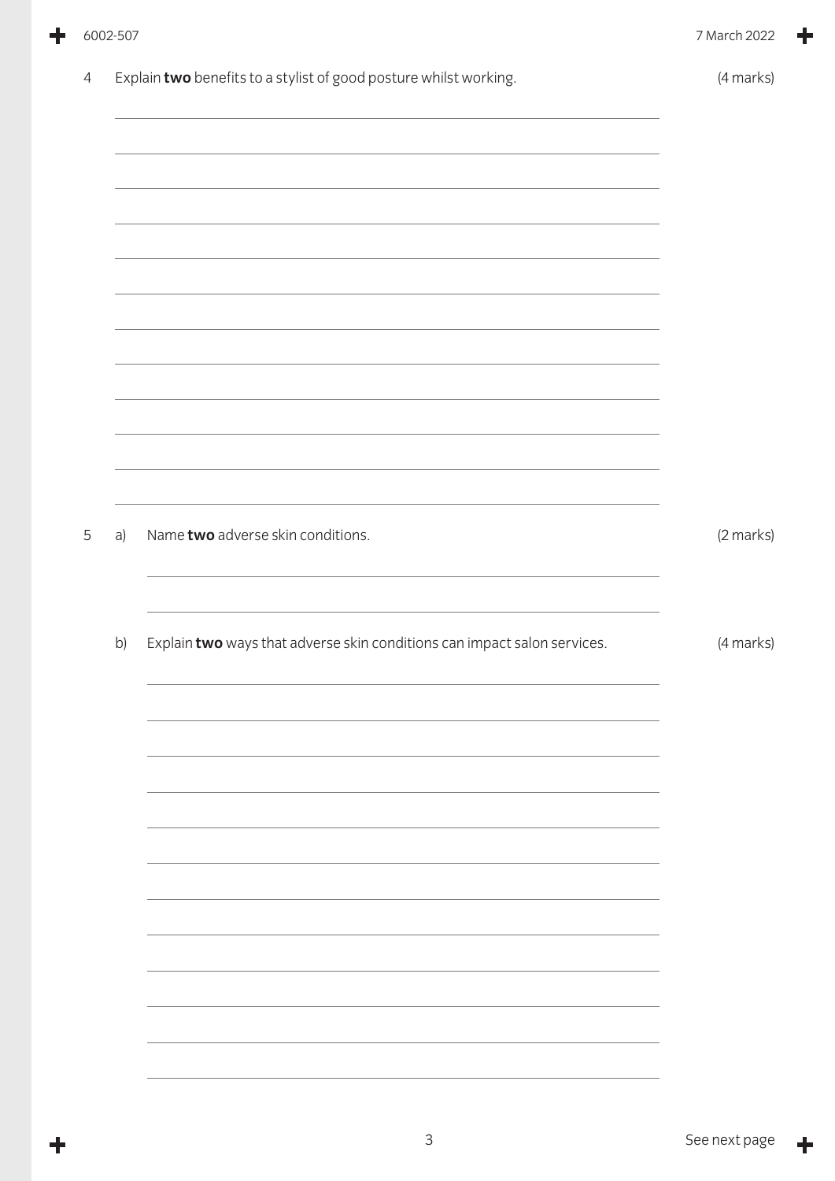4 Explain **two** benefits to a stylist of good posture whilst working. (4 marks)

5 a) Name **two** adverse skin conditions. (2 marks)

b) Explain **two** ways that adverse skin conditions can impact salon services. (4 marks)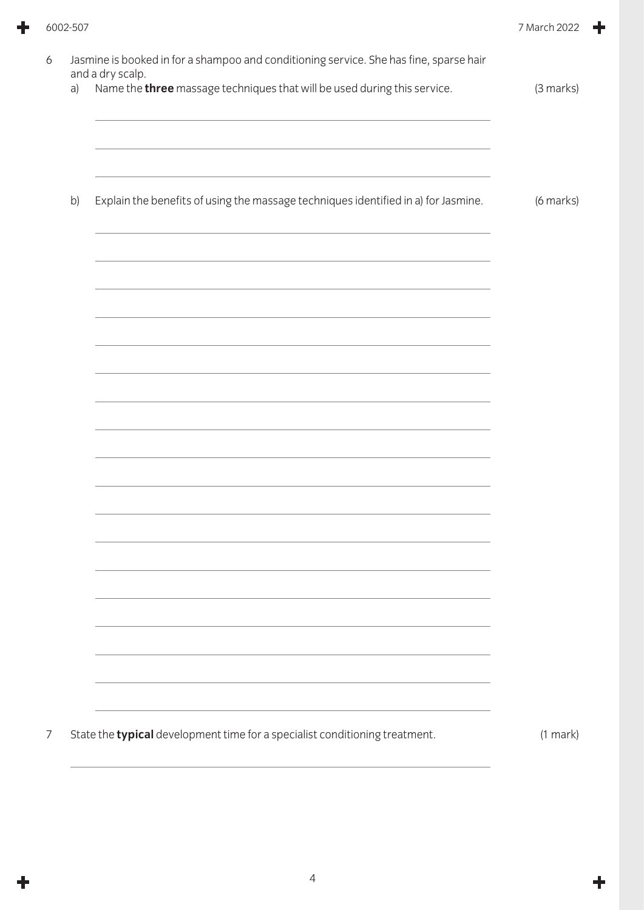6 Jasmine is booked in for a shampoo and conditioning service. She has fine, sparse hair and a dry scalp.

a) Name the **three** massage techniques that will be used during this service. (3 marks)

b) Explain the benefits of using the massage techniques identified in a) for Jasmine. (6 marks)

7 State the **typical** development time for a specialist conditioning treatment. (1 mark)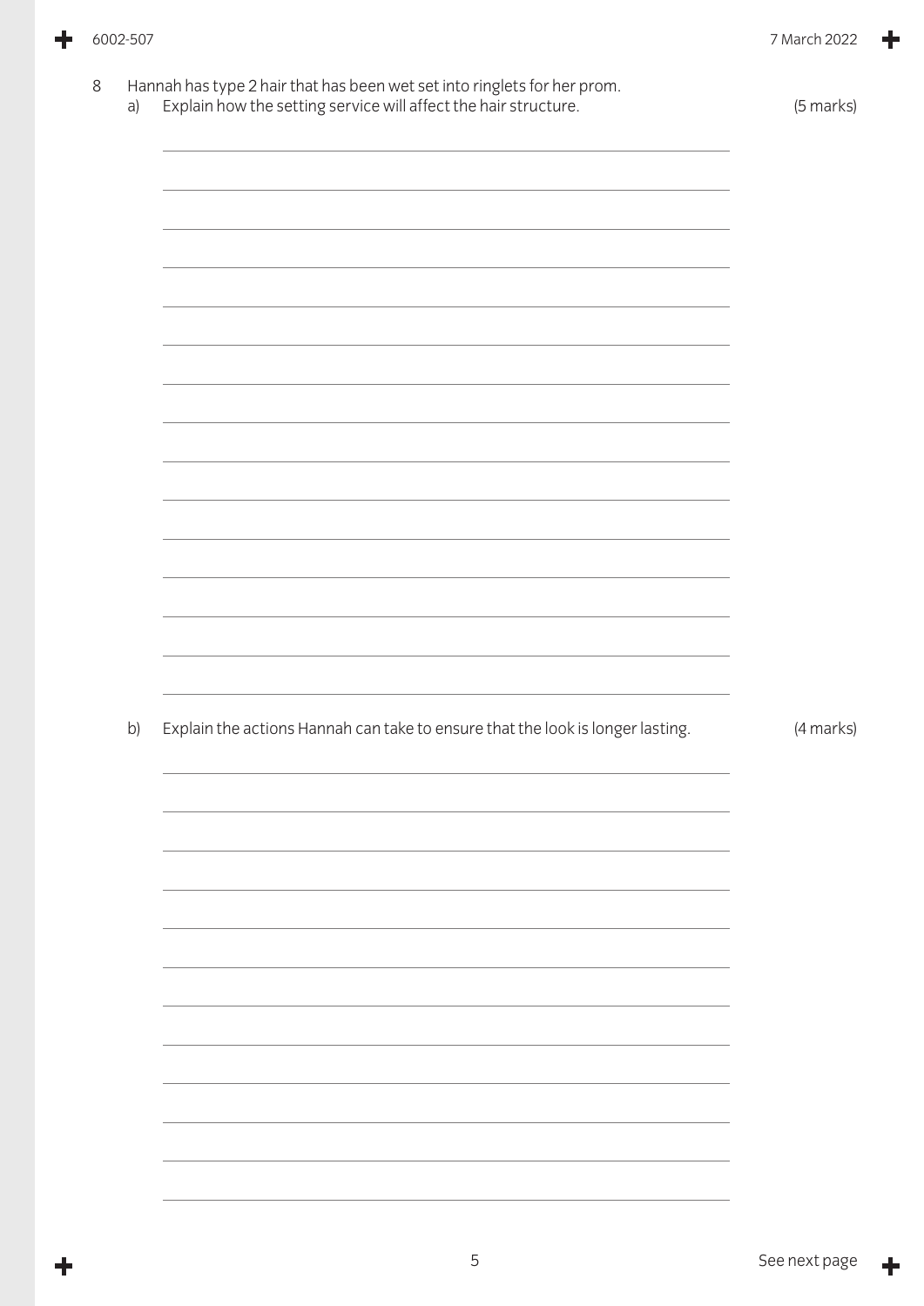8 Hannah has type 2 hair that has been wet set into ringlets for her prom.

a) Explain how the setting service will affect the hair structure. (5 marks)

b) Explain the actions Hannah can take to ensure that the look is longer lasting. (4 marks)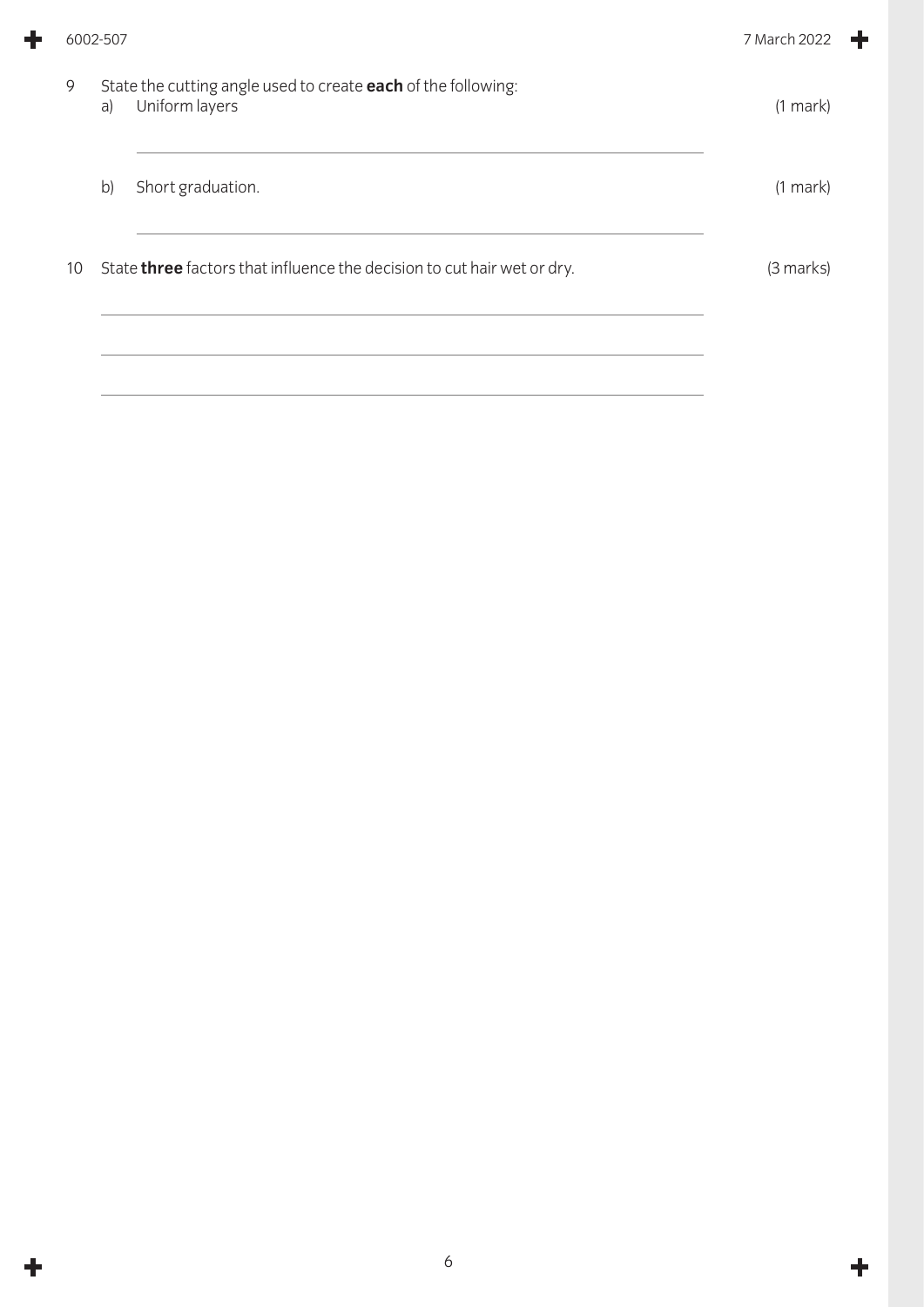9 State the cutting angle used to create **each** of the following:

a) Uniform layers (1 mark)

b) Short graduation. (1 mark)

10 State **three** factors that influence the decision to cut hair wet or dry. (3 marks)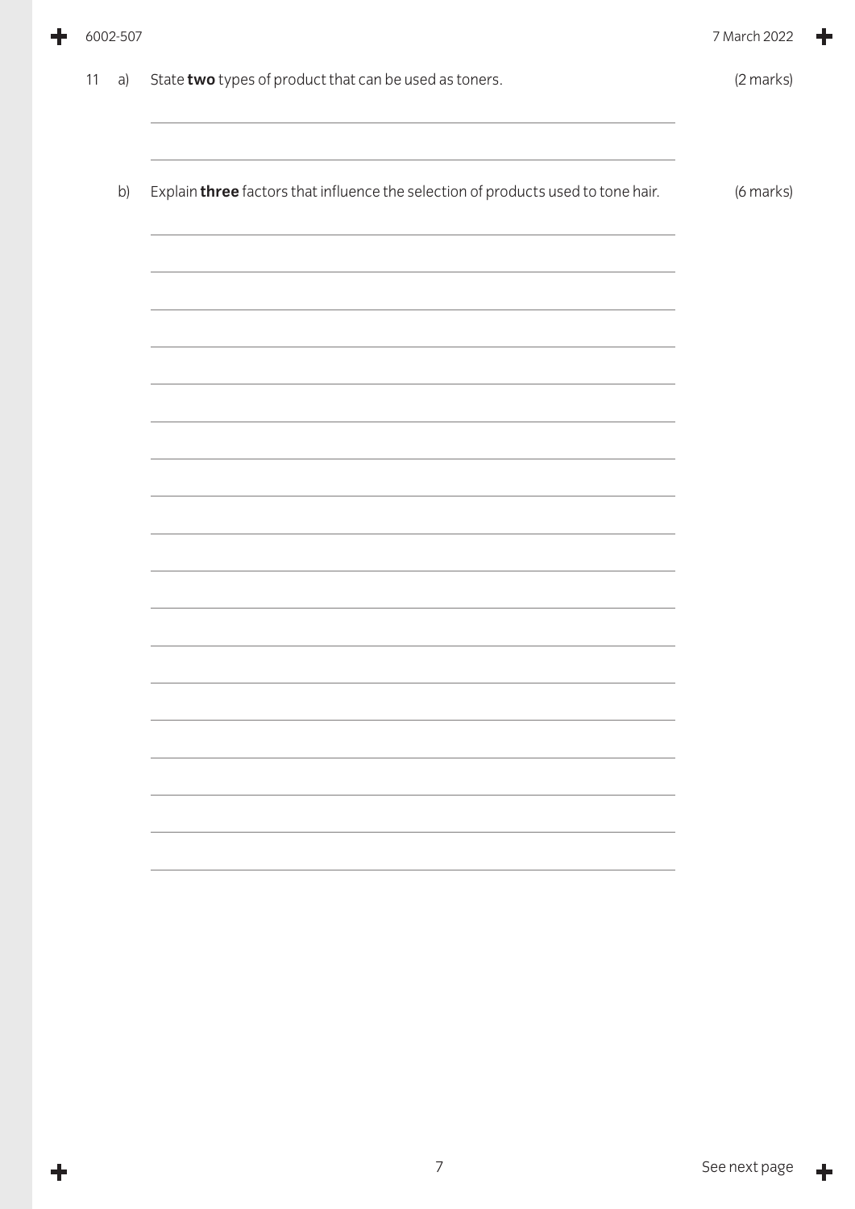11 a) State **two** types of product that can be used as toners. (2 marks)

b) Explain **three** factors that influence the selection of products used to tone hair. (6 marks)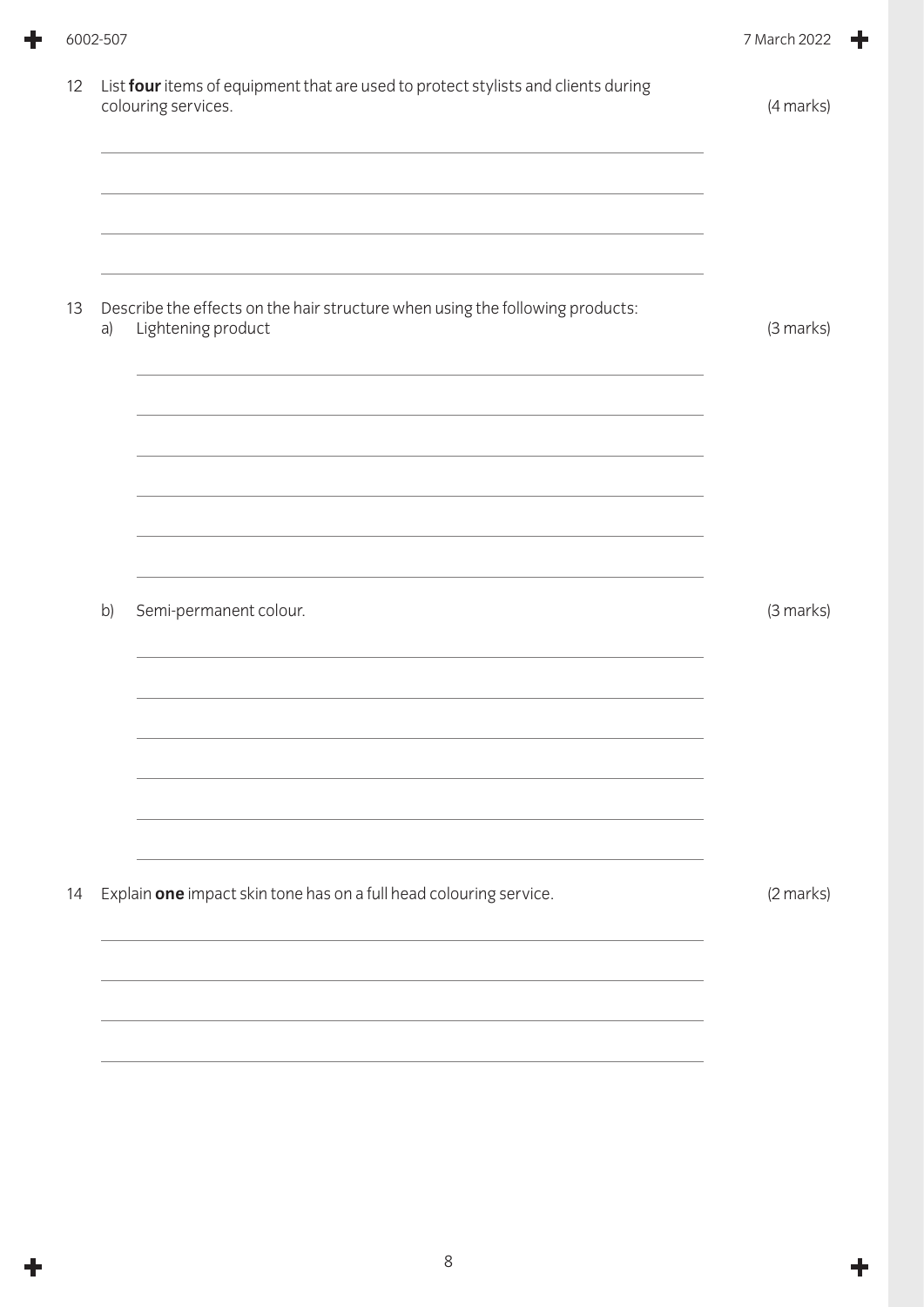12 List **four** items of equipment that are used to protect stylists and clients during colouring services. (4 marks)

13 Describe the effects on the hair structure when using the following products:

a) Lightening product (3 marks)

b) Semi-permanent colour. (3 marks)

14 Explain **one** impact skin tone has on a full head colouring service. (2 marks)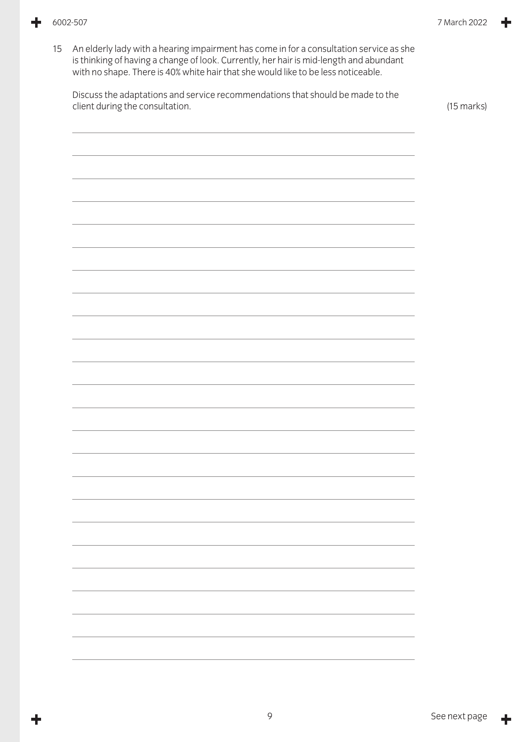15 An elderly lady with a hearing impairment has come in for a consultation service as she is thinking of having a change of look. Currently, her hair is mid-length and abundant with no shape. There is 40% white hair that she would like to be less noticeable.

Discuss the adaptations and service recommendations that should be made to the client during the consultation. (15 marks)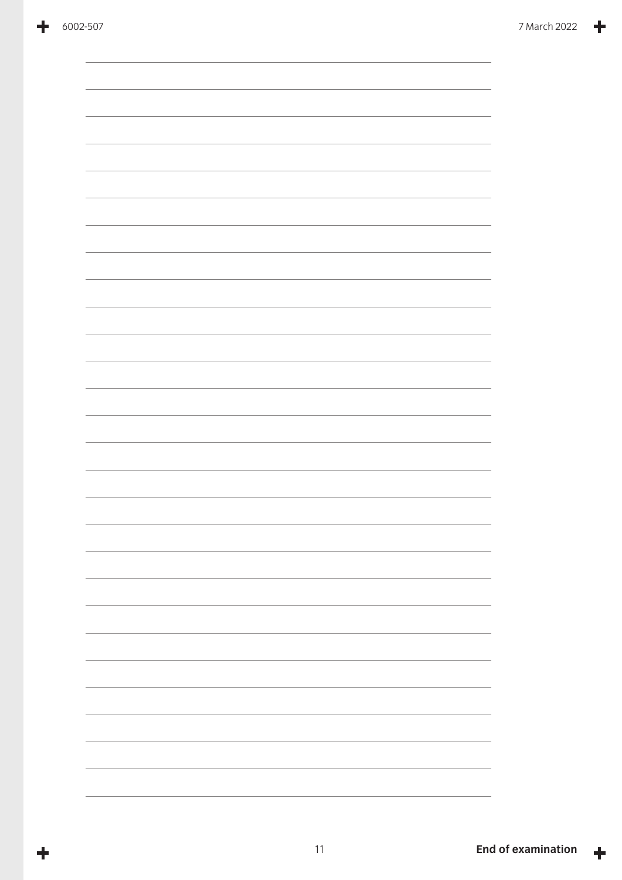**End of examination**